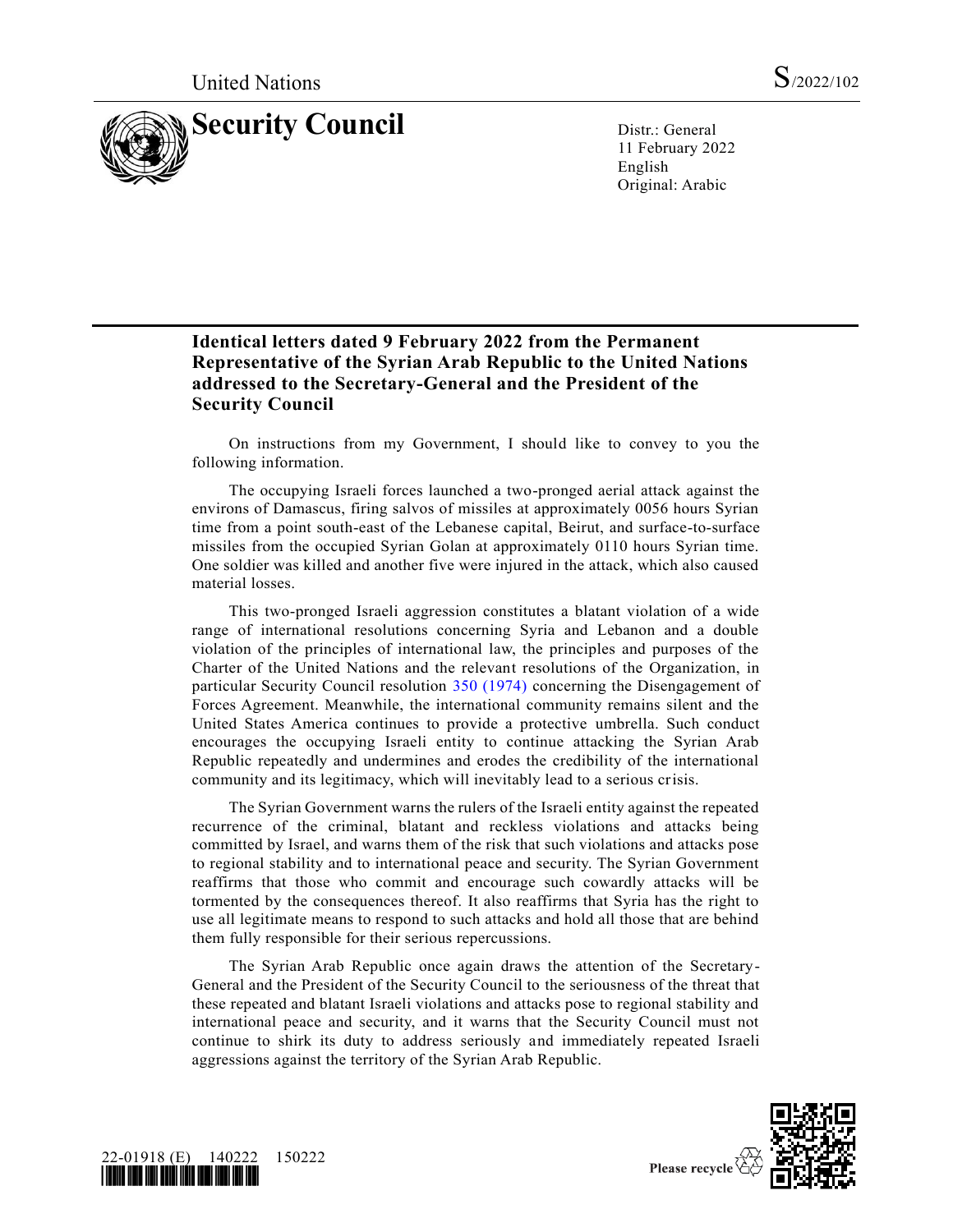United Nations S/2022/102

# Security Council

Distr.: General
11 February 2022
English
Original: Arabic

## Identical letters dated 9 February 2022 from the Permanent Representative of the Syrian Arab Republic to the United Nations addressed to the Secretary-General and the President of the Security Council

On instructions from my Government, I should like to convey to you the following information.

The occupying Israeli forces launched a two-pronged aerial attack against the environs of Damascus, firing salvos of missiles at approximately 0056 hours Syrian time from a point south-east of the Lebanese capital, Beirut, and surface-to-surface missiles from the occupied Syrian Golan at approximately 0110 hours Syrian time. One soldier was killed and another five were injured in the attack, which also caused material losses.

This two-pronged Israeli aggression constitutes a blatant violation of a wide range of international resolutions concerning Syria and Lebanon and a double violation of the principles of international law, the principles and purposes of the Charter of the United Nations and the relevant resolutions of the Organization, in particular Security Council resolution 350 (1974) concerning the Disengagement of Forces Agreement. Meanwhile, the international community remains silent and the United States America continues to provide a protective umbrella. Such conduct encourages the occupying Israeli entity to continue attacking the Syrian Arab Republic repeatedly and undermines and erodes the credibility of the international community and its legitimacy, which will inevitably lead to a serious crisis.

The Syrian Government warns the rulers of the Israeli entity against the repeated recurrence of the criminal, blatant and reckless violations and attacks being committed by Israel, and warns them of the risk that such violations and attacks pose to regional stability and to international peace and security. The Syrian Government reaffirms that those who commit and encourage such cowardly attacks will be tormented by the consequences thereof. It also reaffirms that Syria has the right to use all legitimate means to respond to such attacks and hold all those that are behind them fully responsible for their serious repercussions.

The Syrian Arab Republic once again draws the attention of the Secretary-General and the President of the Security Council to the seriousness of the threat that these repeated and blatant Israeli violations and attacks pose to regional stability and international peace and security, and it warns that the Security Council must not continue to shirk its duty to address seriously and immediately repeated Israeli aggressions against the territory of the Syrian Arab Republic.

22-01918 (E) 140222 150222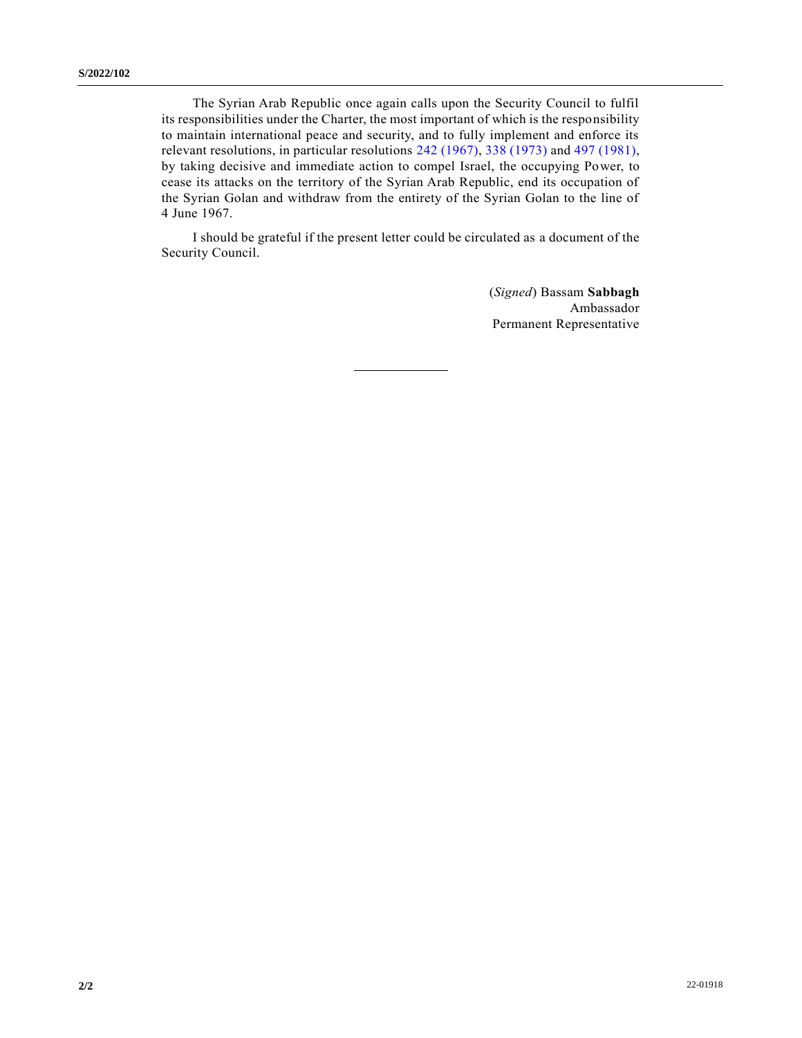The Syrian Arab Republic once again calls upon the Security Council to fulfil its responsibilities under the Charter, the most important of which is the responsibility to maintain international peace and security, and to fully implement and enforce its relevant resolutions, in particular resolutions 242 (1967), 338 (1973) and 497 (1981), by taking decisive and immediate action to compel Israel, the occupying Power, to cease its attacks on the territory of the Syrian Arab Republic, end its occupation of the Syrian Golan and withdraw from the entirety of the Syrian Golan to the line of 4 June 1967.

I should be grateful if the present letter could be circulated as a document of the Security Council.

(*Signed*) Bassam **Sabbagh**
Ambassador
Permanent Representative